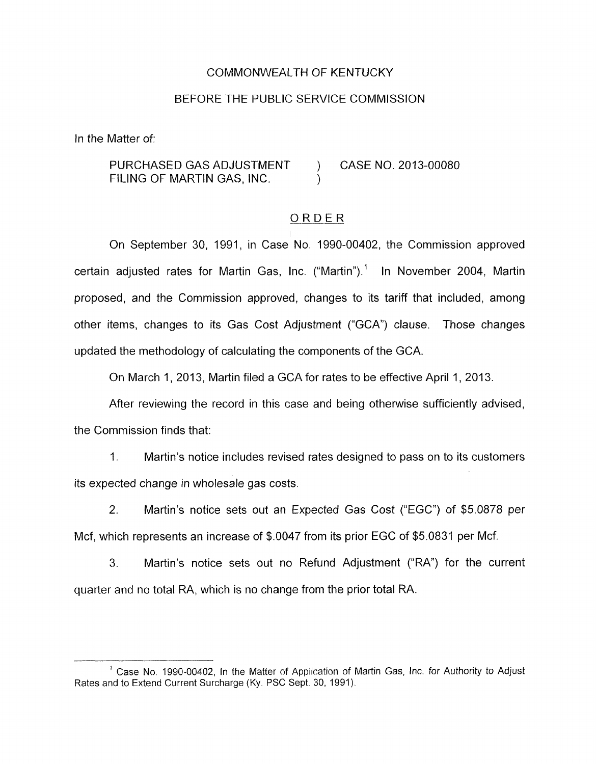COMMONWEALTH OF KENTUCKY

BEFORE THE PUBLIC SERVICE COMMISSION

In the Matter of:

PURCHASED GAS ADJUSTMENT FILING OF MARTIN GAS, INC. ) CASE NO. 2013-00080 )

## ORDER

On September 30, 1991, in Case No. 1990-00402, the Commission approved certain adjusted rates for Martin Gas, Inc. ("Martin").[1] In November 2004, Martin proposed, and the Commission approved, changes to its tariff that included, among other items, changes to its Gas Cost Adjustment ("GCA") clause. Those changes updated the methodology of calculating the components of the GCA.

On March 1, 2013, Martin filed a GCA for rates to be effective April 1, 2013.

After reviewing the record in this case and being otherwise sufficiently advised, the Commission finds that:

1. Martin's notice includes revised rates designed to pass on to its customers its expected change in wholesale gas costs.

2. Martin's notice sets out an Expected Gas Cost ("EGC") of $5.0878 per Mcf, which represents an increase of $.0047 from its prior EGC of $5.0831 per Mcf.

3. Martin's notice sets out no Refund Adjustment ("RA") for the current quarter and no total RA, which is no change from the prior total RA.

[1] Case No. 1990-00402, In the Matter of Application of Martin Gas, Inc. for Authority to Adjust Rates and to Extend Current Surcharge (Ky. PSC Sept. 30, 1991).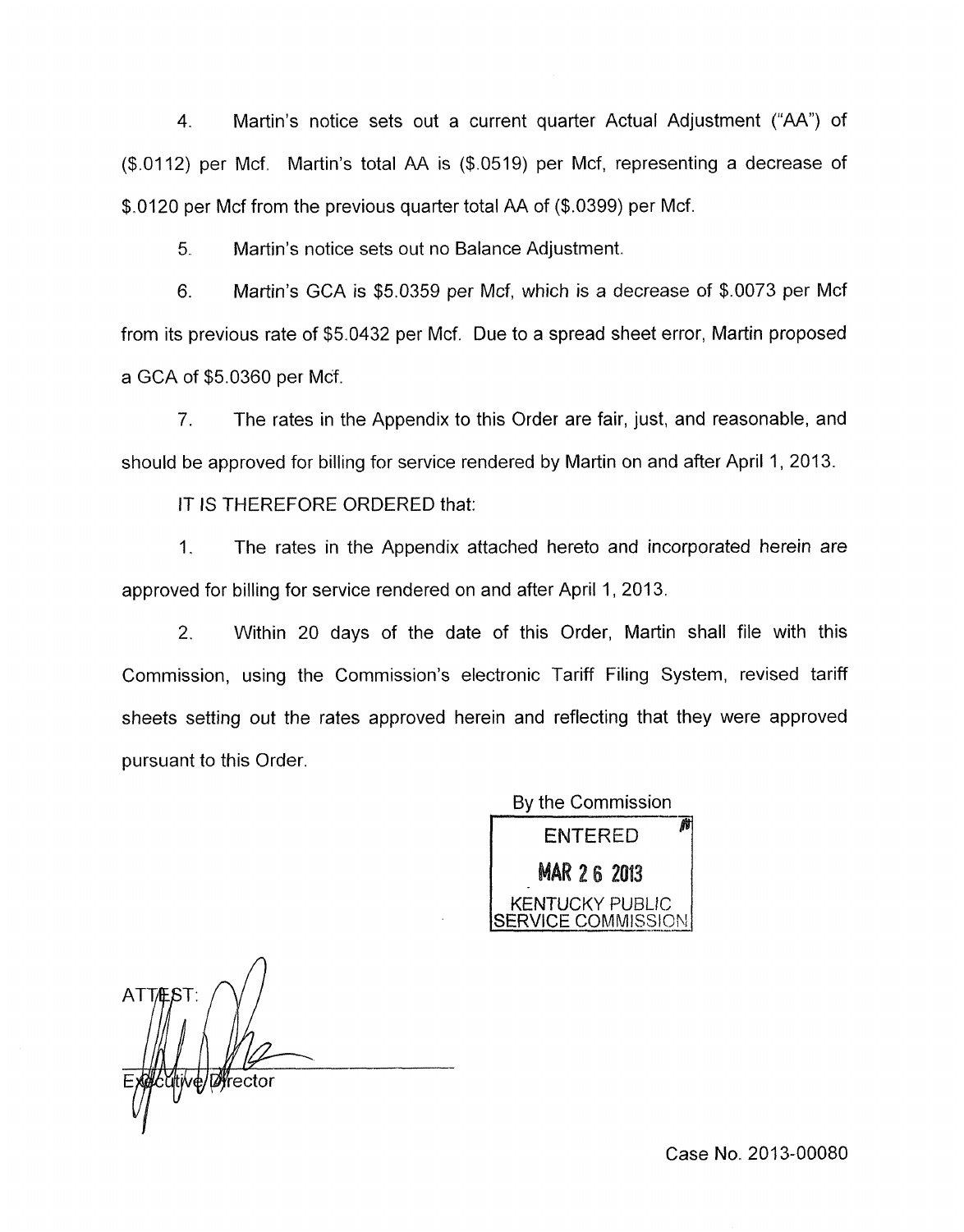4. Martin's notice sets out a current quarter Actual Adjustment ("AA") of ($.0112) per Mcf. Martin's total AA is ($.0519) per Mcf, representing a decrease of $.0120 per Mcf from the previous quarter total AA of ($.0399) per Mcf.

5. Martin's notice sets out no Balance Adjustment.

6. Martin's GCA is $5.0359 per Mcf, which is a decrease of $.0073 per Mcf from its previous rate of $5.0432 per Mcf. Due to a spread sheet error, Martin proposed a GCA of $5.0360 per Mcf.

7. The rates in the Appendix to this Order are fair, just, and reasonable, and should be approved for billing for service rendered by Martin on and after April 1, 2013.

IT IS THEREFORE ORDERED that:

1. The rates in the Appendix attached hereto and incorporated herein are approved for billing for service rendered on and after April 1, 2013.

2. Within 20 days of the date of this Order, Martin shall file with this Commission, using the Commission's electronic Tariff Filing System, revised tariff sheets setting out the rates approved herein and reflecting that they were approved pursuant to this Order.

By the Commission

ENTERED

MAR 26 2013

KENTUCKY PUBLIC SERVICE COMMISSION

ATTEST:

Executive Director

Case No. 2013-00080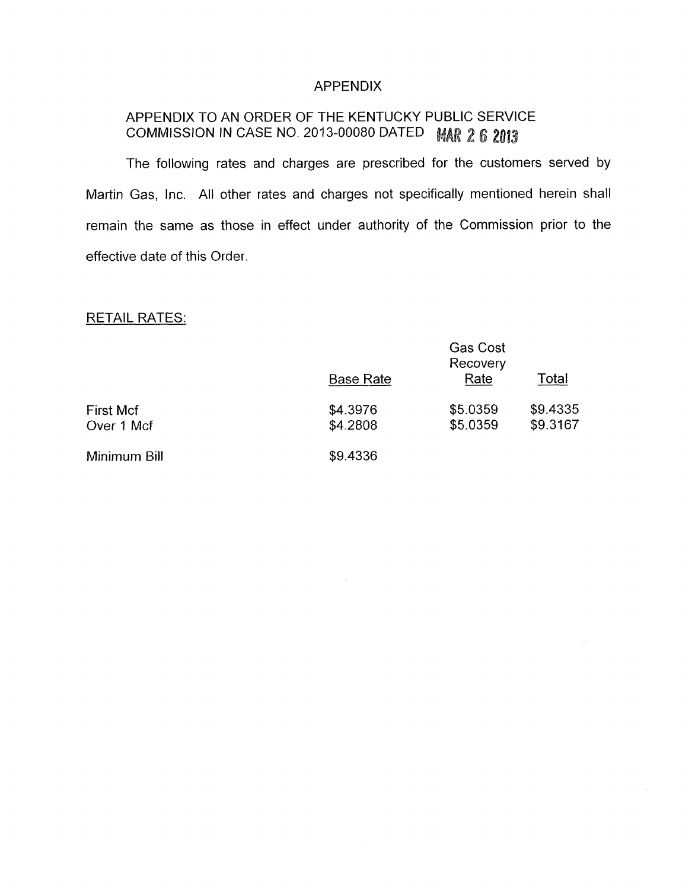# APPENDIX

## APPENDIX TO AN ORDER OF THE KENTUCKY PUBLIC SERVICE COMMISSION IN CASE NO. 2013-00080 DATED MAR 26 2013

The following rates and charges are prescribed for the customers served by Martin Gas, Inc. All other rates and charges not specifically mentioned herein shall remain the same as those in effect under authority of the Commission prior to the effective date of this Order.

RETAIL RATES:

| | Base Rate | Gas Cost Recovery Rate | Total |
|---|---|---|---|
| First Mcf | $4.3976 | $5.0359 | $9.4335 |
| Over 1 Mcf | $4.2808 | $5.0359 | $9.3167 |
| Minimum Bill | $9.4336 | | |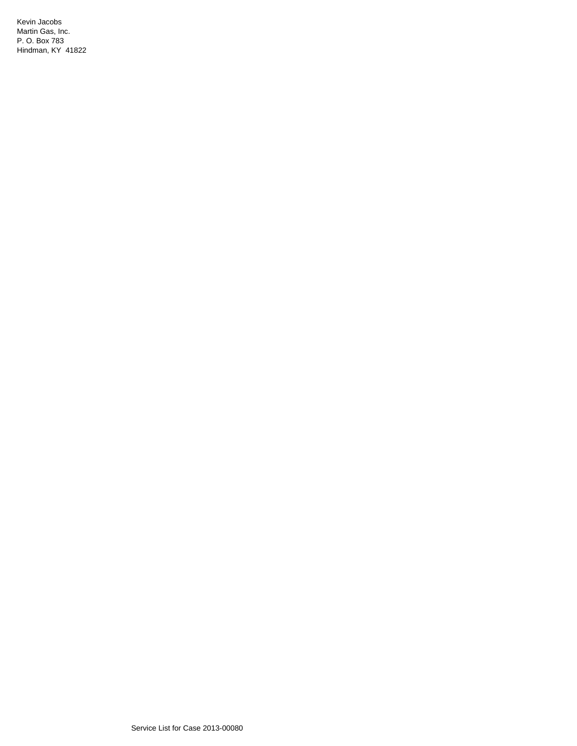Kevin Jacobs
Martin Gas, Inc.
P. O. Box 783
Hindman, KY 41822

Service List for Case 2013-00080